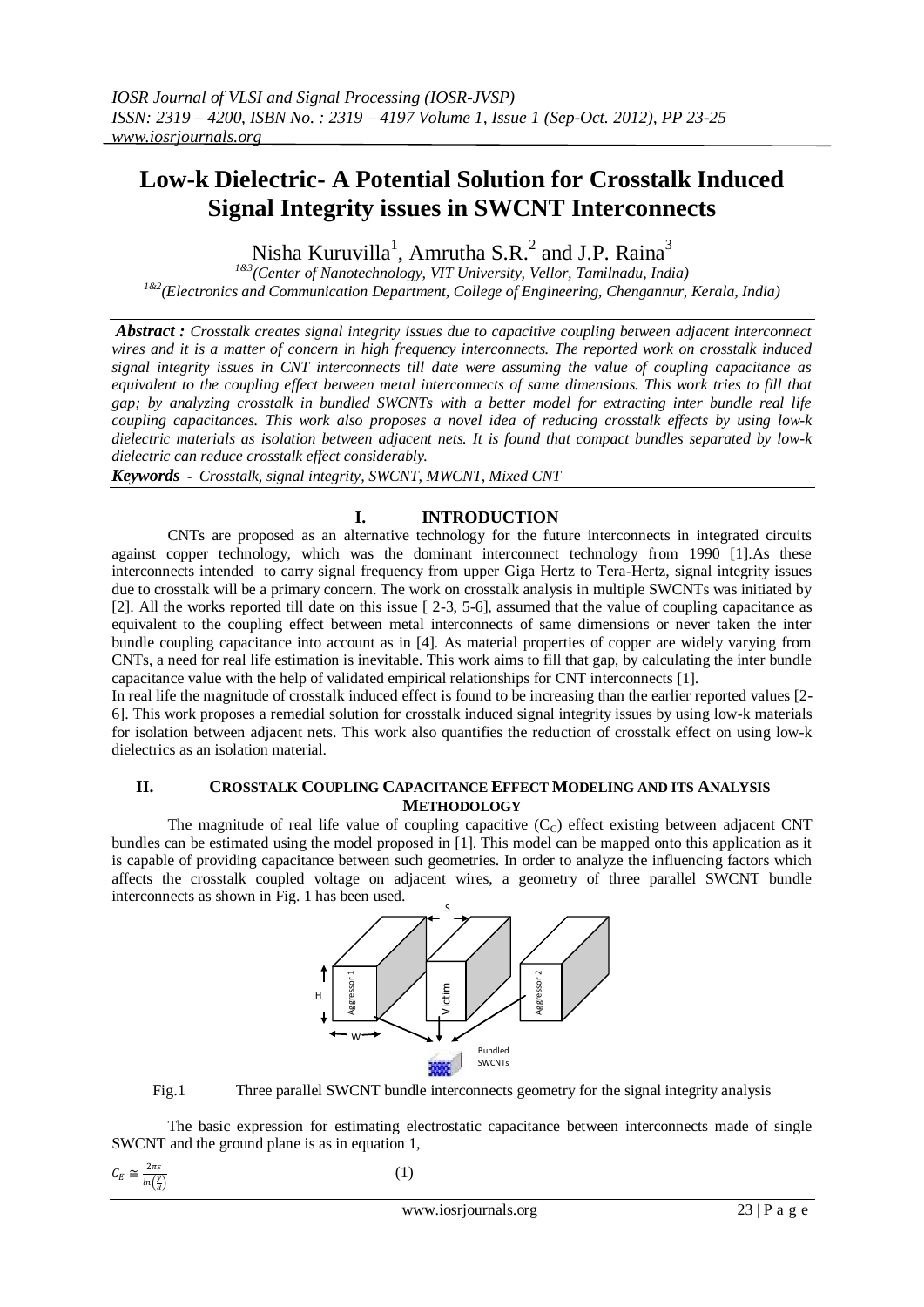# Low-k Dielectric- A Potential Solution for Crosstalk Induced Signal Integrity issues in SWCNT Interconnects

Nisha Kuruvilla[1], Amrutha S.R.[2] and J.P. Raina[3]

[1&3](Center of Nanotechnology, VIT University, Vellor, Tamilnadu, India)
[1&2](Electronics and Communication Department, College of Engineering, Chengannur, Kerala, India)

***Abstract :*** *Crosstalk creates signal integrity issues due to capacitive coupling between adjacent interconnect wires and it is a matter of concern in high frequency interconnects. The reported work on crosstalk induced signal integrity issues in CNT interconnects till date were assuming the value of coupling capacitance as equivalent to the coupling effect between metal interconnects of same dimensions. This work tries to fill that gap; by analyzing crosstalk in bundled SWCNTs with a better model for extracting inter bundle real life coupling capacitances. This work also proposes a novel idea of reducing crosstalk effects by using low-k dielectric materials as isolation between adjacent nets. It is found that compact bundles separated by low-k dielectric can reduce crosstalk effect considerably.*

***Keywords*** *- Crosstalk, signal integrity, SWCNT, MWCNT, Mixed CNT*

## I. INTRODUCTION

CNTs are proposed as an alternative technology for the future interconnects in integrated circuits against copper technology, which was the dominant interconnect technology from 1990 [1].As these interconnects intended to carry signal frequency from upper Giga Hertz to Tera-Hertz, signal integrity issues due to crosstalk will be a primary concern. The work on crosstalk analysis in multiple SWCNTs was initiated by [2]. All the works reported till date on this issue [ 2-3, 5-6], assumed that the value of coupling capacitance as equivalent to the coupling effect between metal interconnects of same dimensions or never taken the inter bundle coupling capacitance into account as in [4]. As material properties of copper are widely varying from CNTs, a need for real life estimation is inevitable. This work aims to fill that gap, by calculating the inter bundle capacitance value with the help of validated empirical relationships for CNT interconnects [1].

In real life the magnitude of crosstalk induced effect is found to be increasing than the earlier reported values [2-6]. This work proposes a remedial solution for crosstalk induced signal integrity issues by using low-k materials for isolation between adjacent nets. This work also quantifies the reduction of crosstalk effect on using low-k dielectrics as an isolation material.

## II. CROSSTALK COUPLING CAPACITANCE EFFECT MODELING AND ITS ANALYSIS METHODOLOGY

The magnitude of real life value of coupling capacitive ($C_C$) effect existing between adjacent CNT bundles can be estimated using the model proposed in [1]. This model can be mapped onto this application as it is capable of providing capacitance between such geometries. In order to analyze the influencing factors which affects the crosstalk coupled voltage on adjacent wires, a geometry of three parallel SWCNT bundle interconnects as shown in Fig. 1 has been used.

Fig.1 Three parallel SWCNT bundle interconnects geometry for the signal integrity analysis

The basic expression for estimating electrostatic capacitance between interconnects made of single SWCNT and the ground plane is as in equation 1,

$$C_E \cong \frac{2\pi\epsilon}{\ln\left(\frac{y}{d}\right)} \qquad (1)$$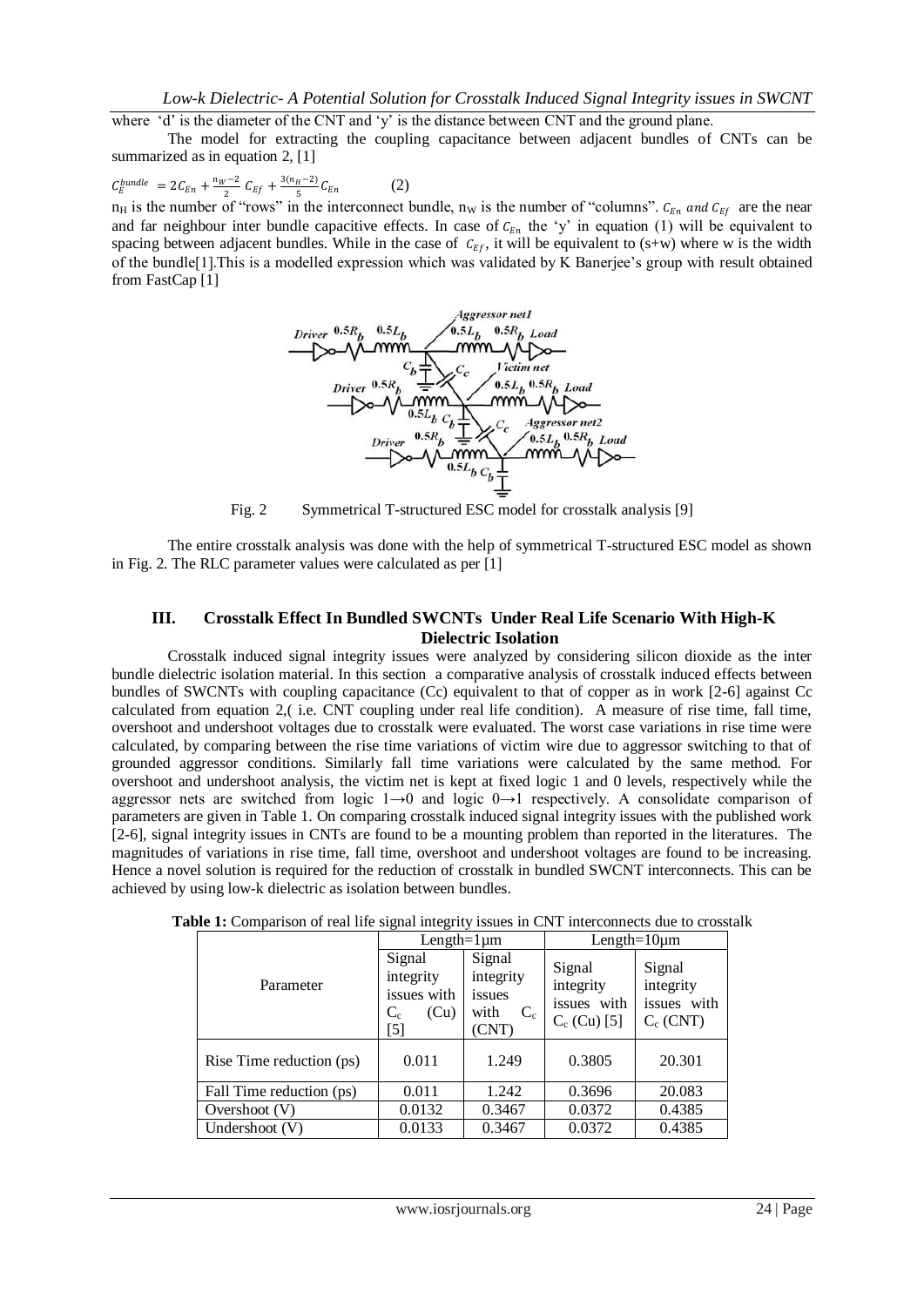where 'd' is the diameter of the CNT and 'y' is the distance between CNT and the ground plane.

The model for extracting the coupling capacitance between adjacent bundles of CNTs can be summarized as in equation 2, [1]

$$C_E^{bundle} = 2C_{En} + \frac{n_W - 2}{2} C_{Ef} + \frac{3(n_H - 2)}{5} C_{En} \qquad (2)$$

$n_H$ is the number of "rows" in the interconnect bundle, $n_W$ is the number of "columns". $C_{En}$ and $C_{Ef}$ are the near and far neighbour inter bundle capacitive effects. In case of $C_{En}$ the 'y' in equation (1) will be equivalent to spacing between adjacent bundles. While in the case of $C_{Ef}$, it will be equivalent to (s+w) where w is the width of the bundle[1].This is a modelled expression which was validated by K Banerjee's group with result obtained from FastCap [1]

Fig. 2 Symmetrical T-structured ESC model for crosstalk analysis [9]

The entire crosstalk analysis was done with the help of symmetrical T-structured ESC model as shown in Fig. 2. The RLC parameter values were calculated as per [1]

## III. Crosstalk Effect In Bundled SWCNTs Under Real Life Scenario With High-K Dielectric Isolation

Crosstalk induced signal integrity issues were analyzed by considering silicon dioxide as the inter bundle dielectric isolation material. In this section a comparative analysis of crosstalk induced effects between bundles of SWCNTs with coupling capacitance (Cc) equivalent to that of copper as in work [2-6] against Cc calculated from equation 2,( i.e. CNT coupling under real life condition). A measure of rise time, fall time, overshoot and undershoot voltages due to crosstalk were evaluated. The worst case variations in rise time were calculated, by comparing between the rise time variations of victim wire due to aggressor switching to that of grounded aggressor conditions. Similarly fall time variations were calculated by the same method. For overshoot and undershoot analysis, the victim net is kept at fixed logic 1 and 0 levels, respectively while the aggressor nets are switched from logic 1→0 and logic 0→1 respectively. A consolidate comparison of parameters are given in Table 1. On comparing crosstalk induced signal integrity issues with the published work [2-6], signal integrity issues in CNTs are found to be a mounting problem than reported in the literatures. The magnitudes of variations in rise time, fall time, overshoot and undershoot voltages are found to be increasing. Hence a novel solution is required for the reduction of crosstalk in bundled SWCNT interconnects. This can be achieved by using low-k dielectric as isolation between bundles.

**Table 1:** Comparison of real life signal integrity issues in CNT interconnects due to crosstalk

| Parameter | Length=1μm | | Length=10μm | |
|---|---|---|---|---|
| | Signal integrity issues with $C_c$ (Cu) [5] | Signal integrity issues with $C_c$ (CNT) | Signal integrity issues with $C_c$ (Cu) [5] | Signal integrity issues with $C_c$ (CNT) |
| Rise Time reduction (ps) | 0.011 | 1.249 | 0.3805 | 20.301 |
| Fall Time reduction (ps) | 0.011 | 1.242 | 0.3696 | 20.083 |
| Overshoot (V) | 0.0132 | 0.3467 | 0.0372 | 0.4385 |
| Undershoot (V) | 0.0133 | 0.3467 | 0.0372 | 0.4385 |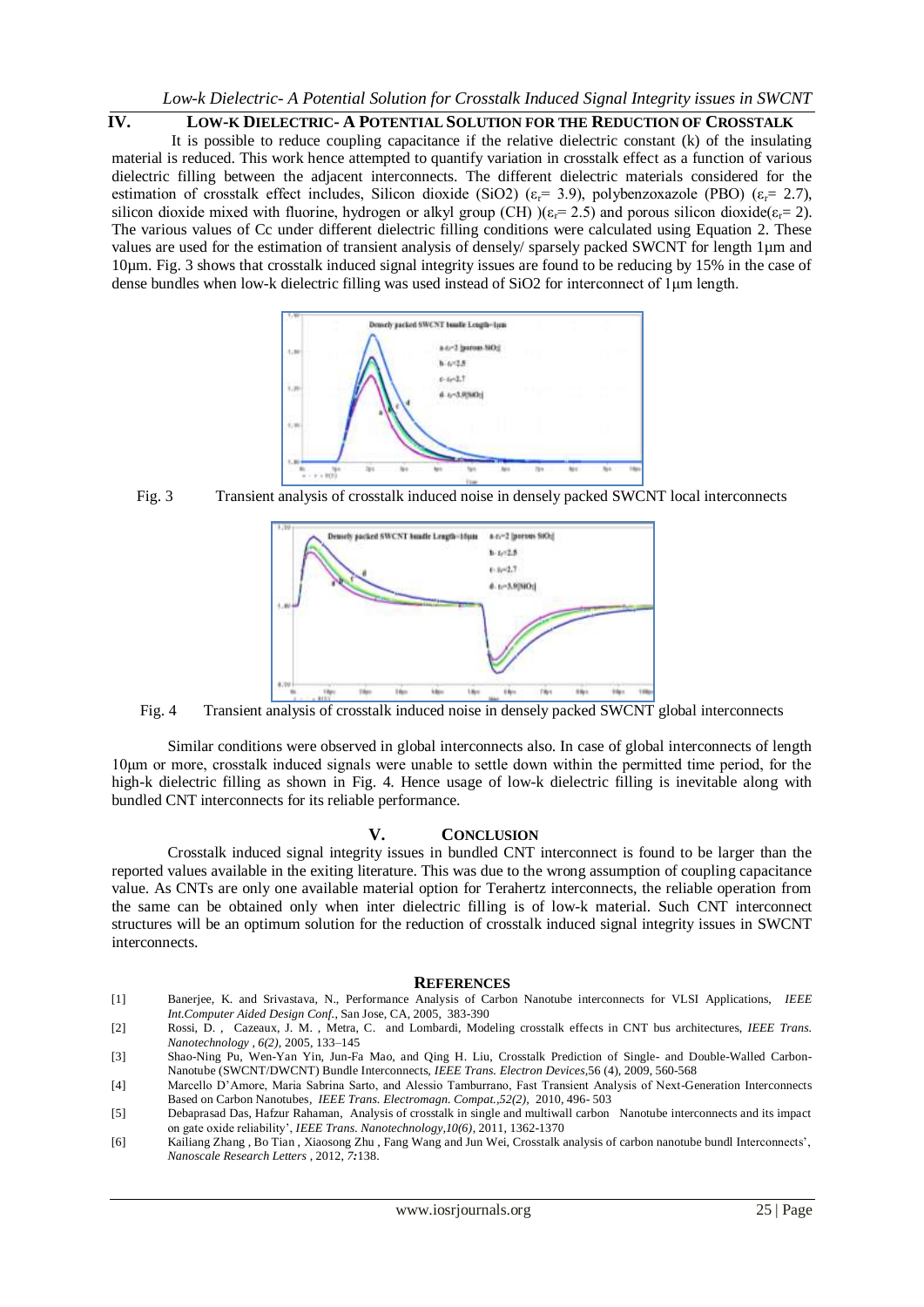## IV. LOW-K DIELECTRIC- A POTENTIAL SOLUTION FOR THE REDUCTION OF CROSSTALK

It is possible to reduce coupling capacitance if the relative dielectric constant (k) of the insulating material is reduced. This work hence attempted to quantify variation in crosstalk effect as a function of various dielectric filling between the adjacent interconnects. The different dielectric materials considered for the estimation of crosstalk effect includes, Silicon dioxide ($SiO_2$) ($\varepsilon_r$= 3.9), polybenzoxazole (PBO) ($\varepsilon_r$= 2.7), silicon dioxide mixed with fluorine, hydrogen or alkyl group (CH) )($\varepsilon_r$= 2.5) and porous silicon dioxide($\varepsilon_r$= 2). The various values of Cc under different dielectric filling conditions were calculated using Equation 2. These values are used for the estimation of transient analysis of densely/ sparsely packed SWCNT for length 1µm and 10µm. Fig. 3 shows that crosstalk induced signal integrity issues are found to be reducing by 15% in the case of dense bundles when low-k dielectric filling was used instead of SiO2 for interconnect of 1µm length.

Densely packed SWCNT bundle Length=1µm

a $\varepsilon_r$=2 [porous SiO2]

b $\varepsilon_r$=2.5

c $\varepsilon_r$=2.7

d $\varepsilon_r$=3.9[SiO2]

Fig. 3 Transient analysis of crosstalk induced noise in densely packed SWCNT local interconnects

Densely packed SWCNT bundle Length=10µm

a $\varepsilon_r$=2 [porous SiO2]

b $\varepsilon_r$=2.5

c $\varepsilon_r$=2.7

d $\varepsilon_r$=3.9[SiO2]

Fig. 4 Transient analysis of crosstalk induced noise in densely packed SWCNT global interconnects

Similar conditions were observed in global interconnects also. In case of global interconnects of length 10µm or more, crosstalk induced signals were unable to settle down within the permitted time period, for the high-k dielectric filling as shown in Fig. 4. Hence usage of low-k dielectric filling is inevitable along with bundled CNT interconnects for its reliable performance.

## V. CONCLUSION

Crosstalk induced signal integrity issues in bundled CNT interconnect is found to be larger than the reported values available in the exiting literature. This was due to the wrong assumption of coupling capacitance value. As CNTs are only one available material option for Terahertz interconnects, the reliable operation from the same can be obtained only when inter dielectric filling is of low-k material. Such CNT interconnect structures will be an optimum solution for the reduction of crosstalk induced signal integrity issues in SWCNT interconnects.

## REFERENCES

[1] Banerjee, K. and Srivastava, N., Performance Analysis of Carbon Nanotube interconnects for VLSI Applications, *IEEE Int.Computer Aided Design Conf.*, San Jose, CA, 2005, 383-390

[2] Rossi, D. , Cazeaux, J. M. , Metra, C. and Lombardi, Modeling crosstalk effects in CNT bus architectures, *IEEE Trans. Nanotechnology , 6(2),* 2005, 133–145

[3] Shao-Ning Pu, Wen-Yan Yin, Jun-Fa Mao, and Qing H. Liu, Crosstalk Prediction of Single- and Double-Walled Carbon-Nanotube (SWCNT/DWCNT) Bundle Interconnects, *IEEE Trans. Electron Devices,*56 (4), 2009, 560-568

[4] Marcello D'Amore, Maria Sabrina Sarto, and Alessio Tamburrano, Fast Transient Analysis of Next-Generation Interconnects Based on Carbon Nanotubes, *IEEE Trans. Electromagn. Compat.,52(2),* 2010, 496- 503

[5] Debaprasad Das, Hafzur Rahaman, Analysis of crosstalk in single and multiwall carbon Nanotube interconnects and its impact on gate oxide reliability', *IEEE Trans. Nanotechnology,10(6)*, 2011, 1362-1370

[6] Kailiang Zhang , Bo Tian , Xiaosong Zhu , Fang Wang and Jun Wei, Crosstalk analysis of carbon nanotube bundl Interconnects', *Nanoscale Research Letters* , 2012, *7:*138.